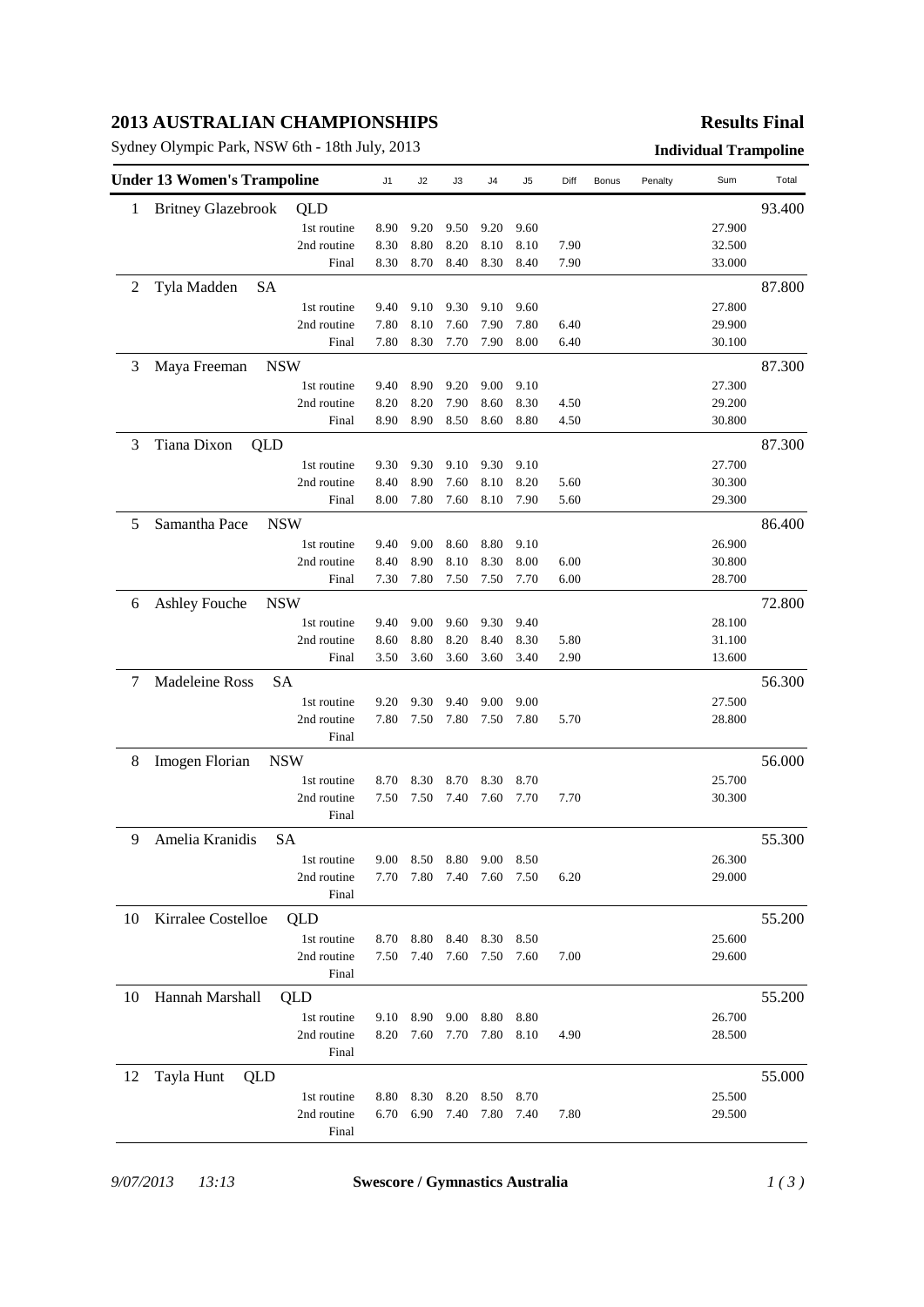# 2013 AUSTRALIAN CHAMPIONSHIPS

**Results Final**

Sydney Olympic Park, NSW 6th - 18th July, 2013

**Individual Trampoline**

| Under 13 Women's Trampoline | | J1 | J2 | J3 | J4 | J5 | Diff | Bonus | Penalty | Sum | Total |
|---|---|---|---|---|---|---|---|---|---|---|---|
| 1 | Britney Glazebrook QLD | | | | | | | | | | 93.400 |
| | 1st routine | 8.90 | 9.20 | 9.50 | 9.20 | 9.60 | | | | 27.900 | |
| | 2nd routine | 8.30 | 8.80 | 8.20 | 8.10 | 8.10 | 7.90 | | | 32.500 | |
| | Final | 8.30 | 8.70 | 8.40 | 8.30 | 8.40 | 7.90 | | | 33.000 | |
| 2 | Tyla Madden SA | | | | | | | | | | 87.800 |
| | 1st routine | 9.40 | 9.10 | 9.30 | 9.10 | 9.60 | | | | 27.800 | |
| | 2nd routine | 7.80 | 8.10 | 7.60 | 7.90 | 7.80 | 6.40 | | | 29.900 | |
| | Final | 7.80 | 8.30 | 7.70 | 7.90 | 8.00 | 6.40 | | | 30.100 | |
| 3 | Maya Freeman NSW | | | | | | | | | | 87.300 |
| | 1st routine | 9.40 | 8.90 | 9.20 | 9.00 | 9.10 | | | | 27.300 | |
| | 2nd routine | 8.20 | 8.20 | 7.90 | 8.60 | 8.30 | 4.50 | | | 29.200 | |
| | Final | 8.90 | 8.90 | 8.50 | 8.60 | 8.80 | 4.50 | | | 30.800 | |
| 3 | Tiana Dixon QLD | | | | | | | | | | 87.300 |
| | 1st routine | 9.30 | 9.30 | 9.10 | 9.30 | 9.10 | | | | 27.700 | |
| | 2nd routine | 8.40 | 8.90 | 7.60 | 8.10 | 8.20 | 5.60 | | | 30.300 | |
| | Final | 8.00 | 7.80 | 7.60 | 8.10 | 7.90 | 5.60 | | | 29.300 | |
| 5 | Samantha Pace NSW | | | | | | | | | | 86.400 |
| | 1st routine | 9.40 | 9.00 | 8.60 | 8.80 | 9.10 | | | | 26.900 | |
| | 2nd routine | 8.40 | 8.90 | 8.10 | 8.30 | 8.00 | 6.00 | | | 30.800 | |
| | Final | 7.30 | 7.80 | 7.50 | 7.50 | 7.70 | 6.00 | | | 28.700 | |
| 6 | Ashley Fouche NSW | | | | | | | | | | 72.800 |
| | 1st routine | 9.40 | 9.00 | 9.60 | 9.30 | 9.40 | | | | 28.100 | |
| | 2nd routine | 8.60 | 8.80 | 8.20 | 8.40 | 8.30 | 5.80 | | | 31.100 | |
| | Final | 3.50 | 3.60 | 3.60 | 3.60 | 3.40 | 2.90 | | | 13.600 | |
| 7 | Madeleine Ross SA | | | | | | | | | | 56.300 |
| | 1st routine | 9.20 | 9.30 | 9.40 | 9.00 | 9.00 | | | | 27.500 | |
| | 2nd routine | 7.80 | 7.50 | 7.80 | 7.50 | 7.80 | 5.70 | | | 28.800 | |
| | Final | | | | | | | | | | |
| 8 | Imogen Florian NSW | | | | | | | | | | 56.000 |
| | 1st routine | 8.70 | 8.30 | 8.70 | 8.30 | 8.70 | | | | 25.700 | |
| | 2nd routine | 7.50 | 7.50 | 7.40 | 7.60 | 7.70 | 7.70 | | | 30.300 | |
| | Final | | | | | | | | | | |
| 9 | Amelia Kranidis SA | | | | | | | | | | 55.300 |
| | 1st routine | 9.00 | 8.50 | 8.80 | 9.00 | 8.50 | | | | 26.300 | |
| | 2nd routine | 7.70 | 7.80 | 7.40 | 7.60 | 7.50 | 6.20 | | | 29.000 | |
| | Final | | | | | | | | | | |
| 10 | Kirralee Costelloe QLD | | | | | | | | | | 55.200 |
| | 1st routine | 8.70 | 8.80 | 8.40 | 8.30 | 8.50 | | | | 25.600 | |
| | 2nd routine | 7.50 | 7.40 | 7.60 | 7.50 | 7.60 | 7.00 | | | 29.600 | |
| | Final | | | | | | | | | | |
| 10 | Hannah Marshall QLD | | | | | | | | | | 55.200 |
| | 1st routine | 9.10 | 8.90 | 9.00 | 8.80 | 8.80 | | | | 26.700 | |
| | 2nd routine | 8.20 | 7.60 | 7.70 | 7.80 | 8.10 | 4.90 | | | 28.500 | |
| | Final | | | | | | | | | | |
| 12 | Tayla Hunt QLD | | | | | | | | | | 55.000 |
| | 1st routine | 8.80 | 8.30 | 8.20 | 8.50 | 8.70 | | | | 25.500 | |
| | 2nd routine | 6.70 | 6.90 | 7.40 | 7.80 | 7.40 | 7.80 | | | 29.500 | |
| | Final | | | | | | | | | | |

*9/07/2013 13:13* **Swescore / Gymnastics Australia**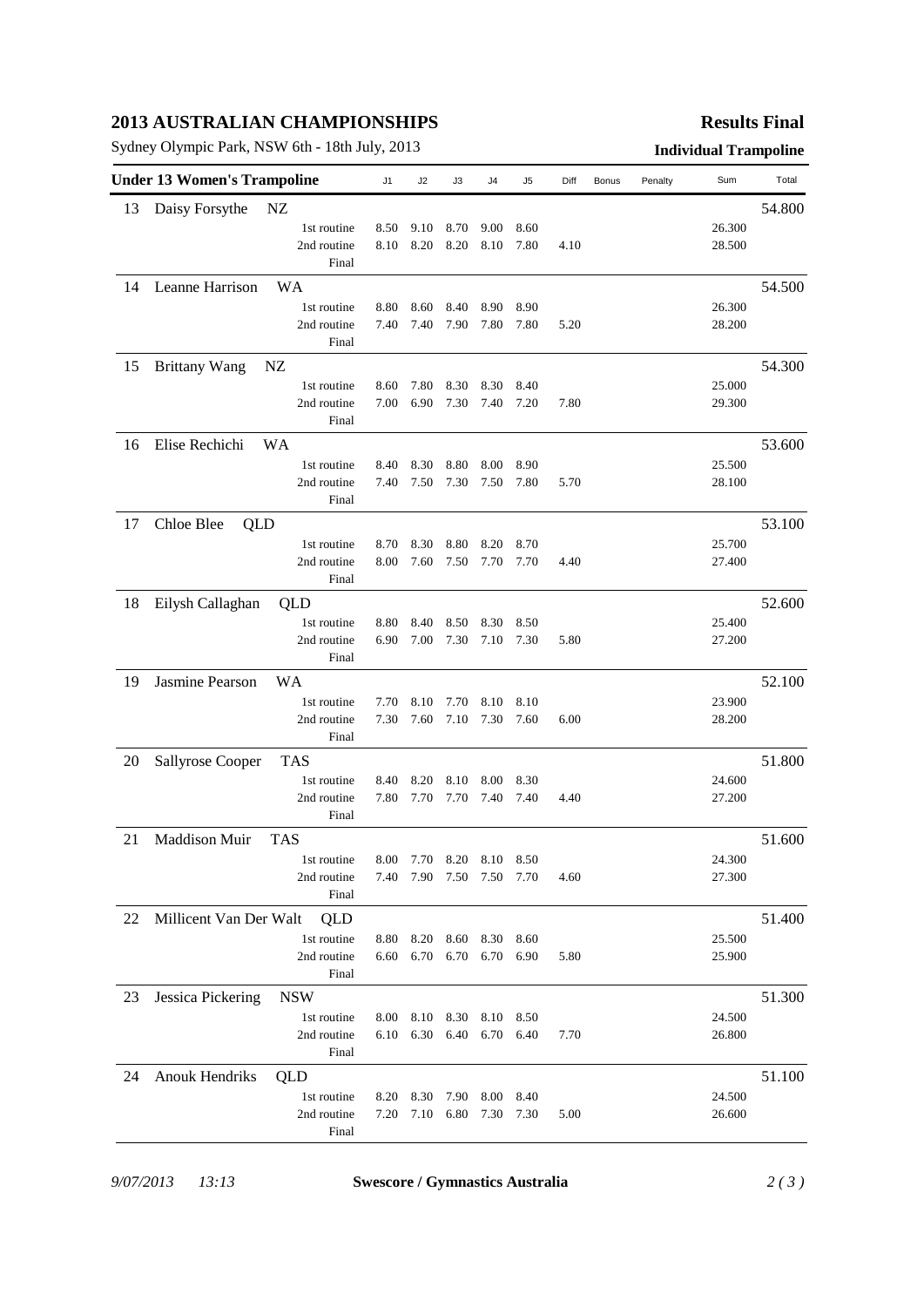## 2013 AUSTRALIAN CHAMPIONSHIPS

**Results Final**

Sydney Olympic Park, NSW 6th - 18th July, 2013

**Individual Trampoline**

| Under 13 Women's Trampoline | | J1 | J2 | J3 | J4 | J5 | Diff | Bonus | Penalty | Sum | Total |
|---|---|---|---|---|---|---|---|---|---|---|---|
| 13 | Daisy Forsythe NZ | | | | | | | | | | 54.800 |
| | 1st routine | 8.50 | 9.10 | 8.70 | 9.00 | 8.60 | | | | 26.300 | |
| | 2nd routine | 8.10 | 8.20 | 8.20 | 8.10 | 7.80 | 4.10 | | | 28.500 | |
| | Final | | | | | | | | | | |
| 14 | Leanne Harrison WA | | | | | | | | | | 54.500 |
| | 1st routine | 8.80 | 8.60 | 8.40 | 8.90 | 8.90 | | | | 26.300 | |
| | 2nd routine | 7.40 | 7.40 | 7.90 | 7.80 | 7.80 | 5.20 | | | 28.200 | |
| | Final | | | | | | | | | | |
| 15 | Brittany Wang NZ | | | | | | | | | | 54.300 |
| | 1st routine | 8.60 | 7.80 | 8.30 | 8.30 | 8.40 | | | | 25.000 | |
| | 2nd routine | 7.00 | 6.90 | 7.30 | 7.40 | 7.20 | 7.80 | | | 29.300 | |
| | Final | | | | | | | | | | |
| 16 | Elise Rechichi WA | | | | | | | | | | 53.600 |
| | 1st routine | 8.40 | 8.30 | 8.80 | 8.00 | 8.90 | | | | 25.500 | |
| | 2nd routine | 7.40 | 7.50 | 7.30 | 7.50 | 7.80 | 5.70 | | | 28.100 | |
| | Final | | | | | | | | | | |
| 17 | Chloe Blee QLD | | | | | | | | | | 53.100 |
| | 1st routine | 8.70 | 8.30 | 8.80 | 8.20 | 8.70 | | | | 25.700 | |
| | 2nd routine | 8.00 | 7.60 | 7.50 | 7.70 | 7.70 | 4.40 | | | 27.400 | |
| | Final | | | | | | | | | | |
| 18 | Eilysh Callaghan QLD | | | | | | | | | | 52.600 |
| | 1st routine | 8.80 | 8.40 | 8.50 | 8.30 | 8.50 | | | | 25.400 | |
| | 2nd routine | 6.90 | 7.00 | 7.30 | 7.10 | 7.30 | 5.80 | | | 27.200 | |
| | Final | | | | | | | | | | |
| 19 | Jasmine Pearson WA | | | | | | | | | | 52.100 |
| | 1st routine | 7.70 | 8.10 | 7.70 | 8.10 | 8.10 | | | | 23.900 | |
| | 2nd routine | 7.30 | 7.60 | 7.10 | 7.30 | 7.60 | 6.00 | | | 28.200 | |
| | Final | | | | | | | | | | |
| 20 | Sallyrose Cooper TAS | | | | | | | | | | 51.800 |
| | 1st routine | 8.40 | 8.20 | 8.10 | 8.00 | 8.30 | | | | 24.600 | |
| | 2nd routine | 7.80 | 7.70 | 7.70 | 7.40 | 7.40 | 4.40 | | | 27.200 | |
| | Final | | | | | | | | | | |
| 21 | Maddison Muir TAS | | | | | | | | | | 51.600 |
| | 1st routine | 8.00 | 7.70 | 8.20 | 8.10 | 8.50 | | | | 24.300 | |
| | 2nd routine | 7.40 | 7.90 | 7.50 | 7.50 | 7.70 | 4.60 | | | 27.300 | |
| | Final | | | | | | | | | | |
| 22 | Millicent Van Der Walt QLD | | | | | | | | | | 51.400 |
| | 1st routine | 8.80 | 8.20 | 8.60 | 8.30 | 8.60 | | | | 25.500 | |
| | 2nd routine | 6.60 | 6.70 | 6.70 | 6.70 | 6.90 | 5.80 | | | 25.900 | |
| | Final | | | | | | | | | | |
| 23 | Jessica Pickering NSW | | | | | | | | | | 51.300 |
| | 1st routine | 8.00 | 8.10 | 8.30 | 8.10 | 8.50 | | | | 24.500 | |
| | 2nd routine | 6.10 | 6.30 | 6.40 | 6.70 | 6.40 | 7.70 | | | 26.800 | |
| | Final | | | | | | | | | | |
| 24 | Anouk Hendriks QLD | | | | | | | | | | 51.100 |
| | 1st routine | 8.20 | 8.30 | 7.90 | 8.00 | 8.40 | | | | 24.500 | |
| | 2nd routine | 7.20 | 7.10 | 6.80 | 7.30 | 7.30 | 5.00 | | | 26.600 | |
| | Final | | | | | | | | | | |

*9/07/2013 13:13* **Swescore / Gymnastics Australia**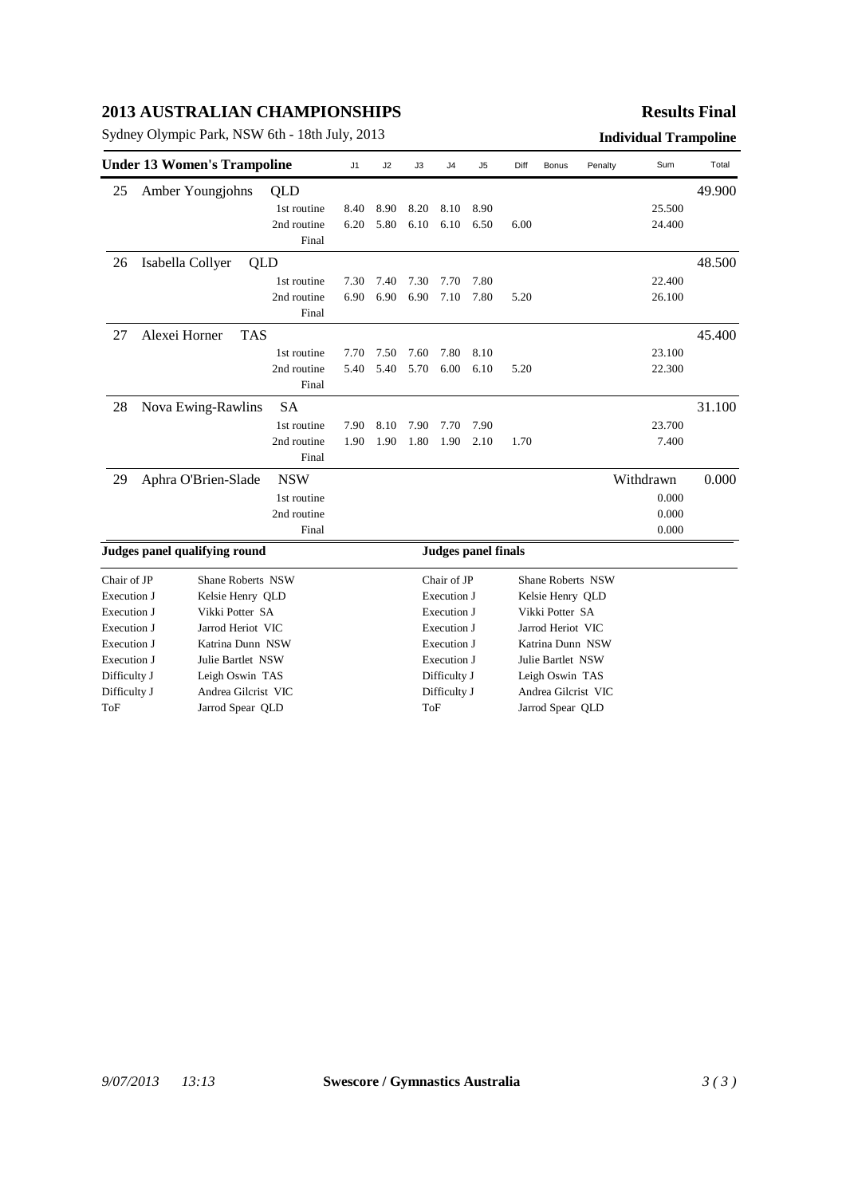# 2013 AUSTRALIAN CHAMPIONSHIPS

**Results Final**

Sydney Olympic Park, NSW 6th - 18th July, 2013

**Individual Trampoline**

| Under 13 Women's Trampoline | | | J1 | J2 | J3 | J4 | J5 | Diff | Bonus | Penalty | Sum | Total |
|---|---|---|---|---|---|---|---|---|---|---|---|---|
| 25 | Amber Youngjohns | QLD | | | | | | | | | | 49.900 |
| | | 1st routine | 8.40 | 8.90 | 8.20 | 8.10 | 8.90 | | | | 25.500 | |
| | | 2nd routine | 6.20 | 5.80 | 6.10 | 6.10 | 6.50 | 6.00 | | | 24.400 | |
| | | Final | | | | | | | | | | |
| 26 | Isabella Collyer | QLD | | | | | | | | | | 48.500 |
| | | 1st routine | 7.30 | 7.40 | 7.30 | 7.70 | 7.80 | | | | 22.400 | |
| | | 2nd routine | 6.90 | 6.90 | 6.90 | 7.10 | 7.80 | 5.20 | | | 26.100 | |
| | | Final | | | | | | | | | | |
| 27 | Alexei Horner | TAS | | | | | | | | | | 45.400 |
| | | 1st routine | 7.70 | 7.50 | 7.60 | 7.80 | 8.10 | | | | 23.100 | |
| | | 2nd routine | 5.40 | 5.40 | 5.70 | 6.00 | 6.10 | 5.20 | | | 22.300 | |
| | | Final | | | | | | | | | | |
| 28 | Nova Ewing-Rawlins | SA | | | | | | | | | | 31.100 |
| | | 1st routine | 7.90 | 8.10 | 7.90 | 7.70 | 7.90 | | | | 23.700 | |
| | | 2nd routine | 1.90 | 1.90 | 1.80 | 1.90 | 2.10 | 1.70 | | | 7.400 | |
| | | Final | | | | | | | | | | |
| 29 | Aphra O'Brien-Slade | NSW | | | | | | | | | Withdrawn | 0.000 |
| | | 1st routine | | | | | | | | | 0.000 | |
| | | 2nd routine | | | | | | | | | 0.000 | |
| | | Final | | | | | | | | | 0.000 | |

| Judges panel qualifying round | | Judges panel finals | |
|---|---|---|---|
| Chair of JP | Shane Roberts NSW | Chair of JP | Shane Roberts NSW |
| Execution J | Kelsie Henry QLD | Execution J | Kelsie Henry QLD |
| Execution J | Vikki Potter SA | Execution J | Vikki Potter SA |
| Execution J | Jarrod Heriot VIC | Execution J | Jarrod Heriot VIC |
| Execution J | Katrina Dunn NSW | Execution J | Katrina Dunn NSW |
| Execution J | Julie Bartlet NSW | Execution J | Julie Bartlet NSW |
| Difficulty J | Leigh Oswin TAS | Difficulty J | Leigh Oswin TAS |
| Difficulty J | Andrea Gilcrist VIC | Difficulty J | Andrea Gilcrist VIC |
| ToF | Jarrod Spear QLD | ToF | Jarrod Spear QLD |

*9/07/2013 13:13* **Swescore / Gymnastics Australia**